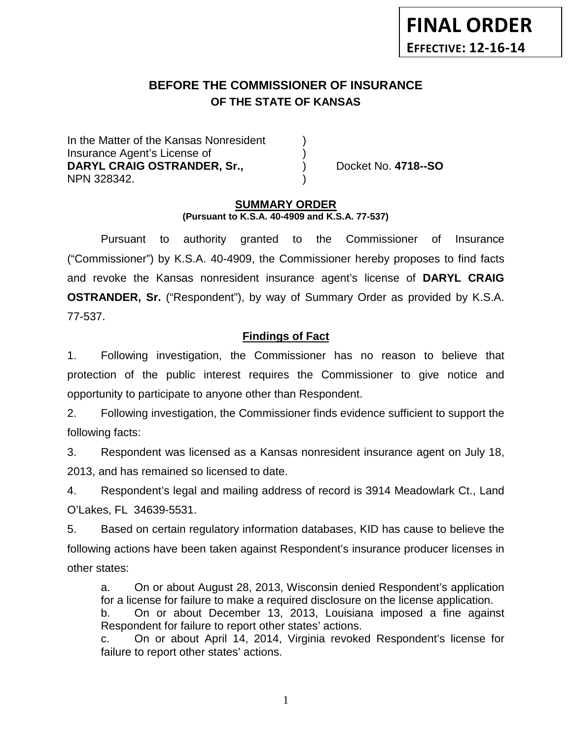**FINAL ORDER**
**EFFECTIVE: 12-16-14**

# BEFORE THE COMMISSIONER OF INSURANCE
## OF THE STATE OF KANSAS

In the Matter of the Kansas Nonresident )
Insurance Agent's License of )
**DARYL CRAIG OSTRANDER, Sr.,** ) Docket No. **4718--SO**
NPN 328342. )

**SUMMARY ORDER**
**(Pursuant to K.S.A. 40-4909 and K.S.A. 77-537)**

Pursuant to authority granted to the Commissioner of Insurance ("Commissioner") by K.S.A. 40-4909, the Commissioner hereby proposes to find facts and revoke the Kansas nonresident insurance agent's license of **DARYL CRAIG OSTRANDER, Sr.** ("Respondent"), by way of Summary Order as provided by K.S.A. 77-537.

**Findings of Fact**

1. Following investigation, the Commissioner has no reason to believe that protection of the public interest requires the Commissioner to give notice and opportunity to participate to anyone other than Respondent.

2. Following investigation, the Commissioner finds evidence sufficient to support the following facts:

3. Respondent was licensed as a Kansas nonresident insurance agent on July 18, 2013, and has remained so licensed to date.

4. Respondent's legal and mailing address of record is 3914 Meadowlark Ct., Land O'Lakes, FL 34639-5531.

5. Based on certain regulatory information databases, KID has cause to believe the following actions have been taken against Respondent's insurance producer licenses in other states:

   a. On or about August 28, 2013, Wisconsin denied Respondent's application for a license for failure to make a required disclosure on the license application.
   b. On or about December 13, 2013, Louisiana imposed a fine against Respondent for failure to report other states' actions.
   c. On or about April 14, 2014, Virginia revoked Respondent's license for failure to report other states' actions.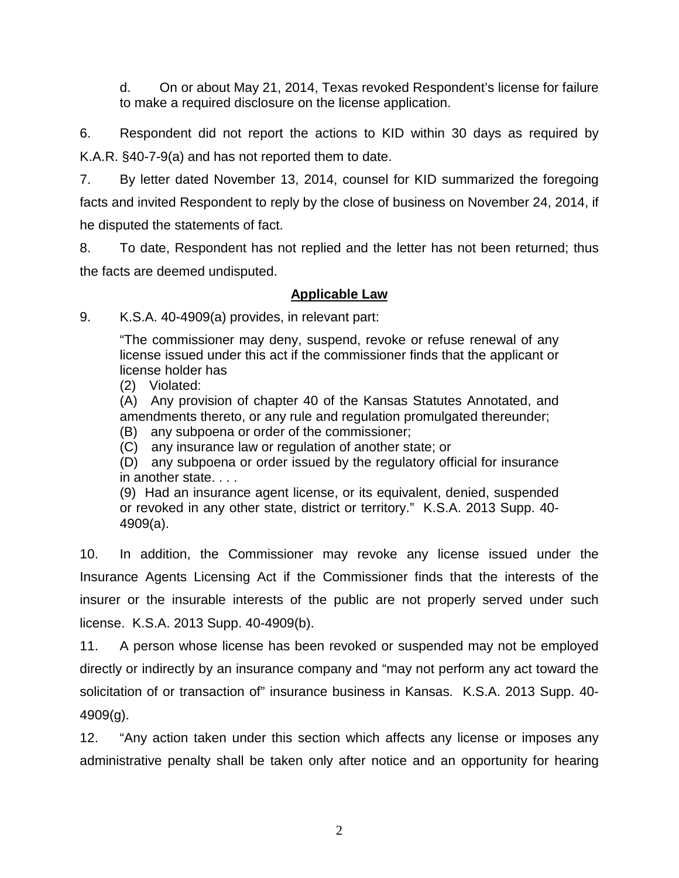d. On or about May 21, 2014, Texas revoked Respondent's license for failure to make a required disclosure on the license application.

6. Respondent did not report the actions to KID within 30 days as required by K.A.R. §40-7-9(a) and has not reported them to date.

7. By letter dated November 13, 2014, counsel for KID summarized the foregoing facts and invited Respondent to reply by the close of business on November 24, 2014, if he disputed the statements of fact.

8. To date, Respondent has not replied and the letter has not been returned; thus the facts are deemed undisputed.

## **Applicable Law**

9. K.S.A. 40-4909(a) provides, in relevant part:

> "The commissioner may deny, suspend, revoke or refuse renewal of any license issued under this act if the commissioner finds that the applicant or license holder has
> (2) Violated:
> (A) Any provision of chapter 40 of the Kansas Statutes Annotated, and amendments thereto, or any rule and regulation promulgated thereunder;
> (B) any subpoena or order of the commissioner;
> (C) any insurance law or regulation of another state; or
> (D) any subpoena or order issued by the regulatory official for insurance in another state. . . .
> (9) Had an insurance agent license, or its equivalent, denied, suspended or revoked in any other state, district or territory." K.S.A. 2013 Supp. 40-4909(a).

10. In addition, the Commissioner may revoke any license issued under the Insurance Agents Licensing Act if the Commissioner finds that the interests of the insurer or the insurable interests of the public are not properly served under such license. K.S.A. 2013 Supp. 40-4909(b).

11. A person whose license has been revoked or suspended may not be employed directly or indirectly by an insurance company and "may not perform any act toward the solicitation of or transaction of" insurance business in Kansas. K.S.A. 2013 Supp. 40-4909(g).

12. "Any action taken under this section which affects any license or imposes any administrative penalty shall be taken only after notice and an opportunity for hearing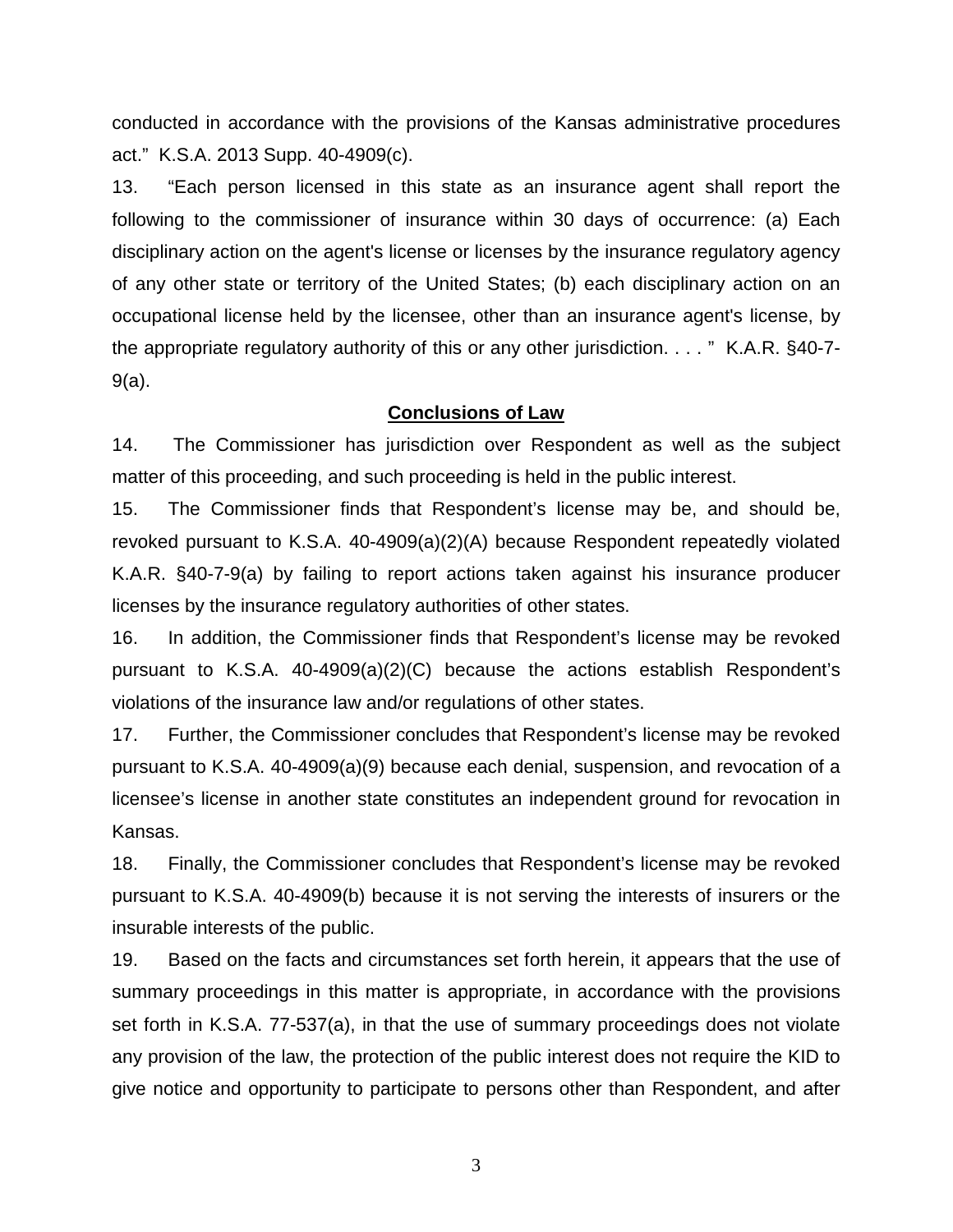conducted in accordance with the provisions of the Kansas administrative procedures act." K.S.A. 2013 Supp. 40-4909(c).

13. "Each person licensed in this state as an insurance agent shall report the following to the commissioner of insurance within 30 days of occurrence: (a) Each disciplinary action on the agent's license or licenses by the insurance regulatory agency of any other state or territory of the United States; (b) each disciplinary action on an occupational license held by the licensee, other than an insurance agent's license, by the appropriate regulatory authority of this or any other jurisdiction. . . . " K.A.R. §40-7-9(a).

## Conclusions of Law

14. The Commissioner has jurisdiction over Respondent as well as the subject matter of this proceeding, and such proceeding is held in the public interest.

15. The Commissioner finds that Respondent's license may be, and should be, revoked pursuant to K.S.A. 40-4909(a)(2)(A) because Respondent repeatedly violated K.A.R. §40-7-9(a) by failing to report actions taken against his insurance producer licenses by the insurance regulatory authorities of other states.

16. In addition, the Commissioner finds that Respondent's license may be revoked pursuant to K.S.A. 40-4909(a)(2)(C) because the actions establish Respondent's violations of the insurance law and/or regulations of other states.

17. Further, the Commissioner concludes that Respondent's license may be revoked pursuant to K.S.A. 40-4909(a)(9) because each denial, suspension, and revocation of a licensee's license in another state constitutes an independent ground for revocation in Kansas.

18. Finally, the Commissioner concludes that Respondent's license may be revoked pursuant to K.S.A. 40-4909(b) because it is not serving the interests of insurers or the insurable interests of the public.

19. Based on the facts and circumstances set forth herein, it appears that the use of summary proceedings in this matter is appropriate, in accordance with the provisions set forth in K.S.A. 77-537(a), in that the use of summary proceedings does not violate any provision of the law, the protection of the public interest does not require the KID to give notice and opportunity to participate to persons other than Respondent, and after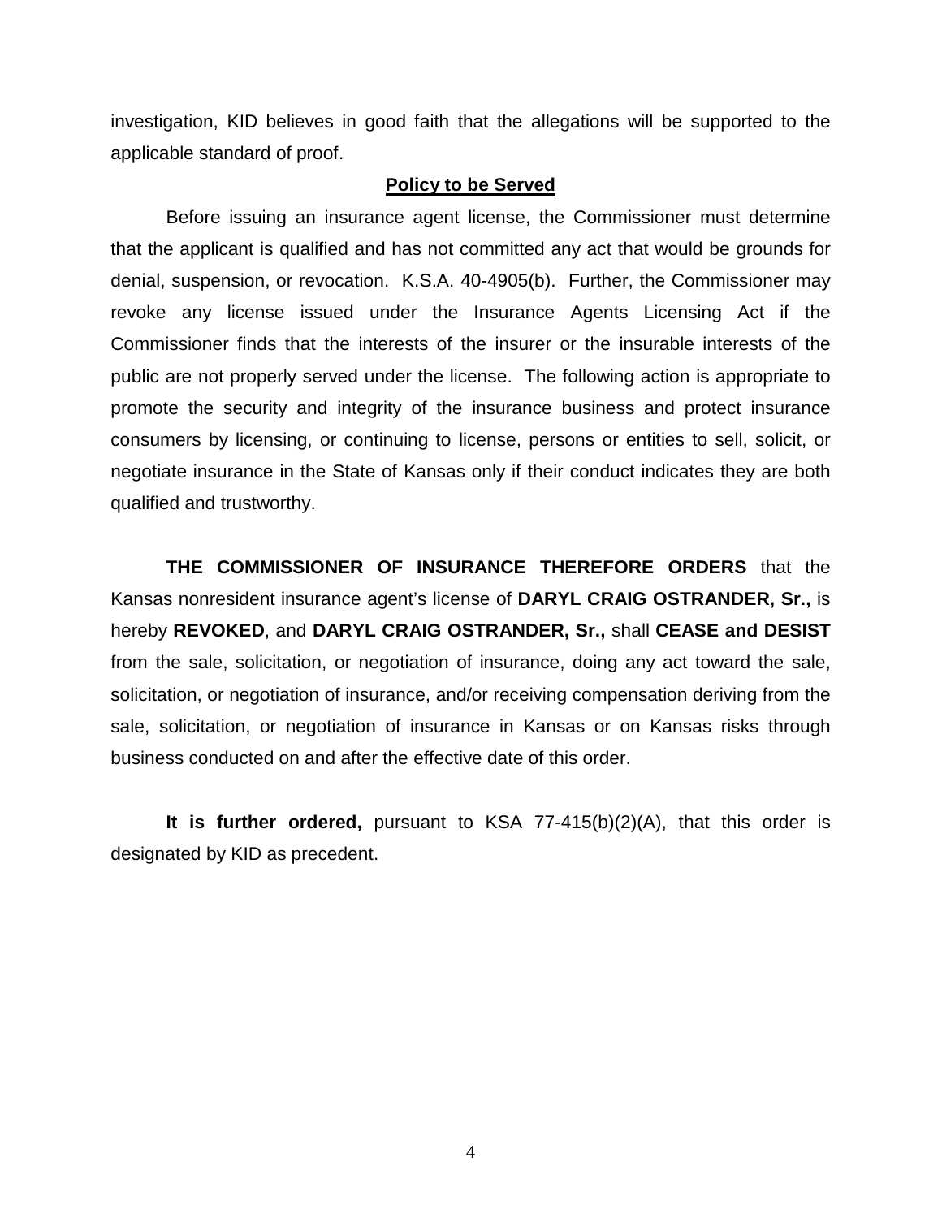investigation, KID believes in good faith that the allegations will be supported to the applicable standard of proof.

**Policy to be Served**

Before issuing an insurance agent license, the Commissioner must determine that the applicant is qualified and has not committed any act that would be grounds for denial, suspension, or revocation. K.S.A. 40-4905(b). Further, the Commissioner may revoke any license issued under the Insurance Agents Licensing Act if the Commissioner finds that the interests of the insurer or the insurable interests of the public are not properly served under the license. The following action is appropriate to promote the security and integrity of the insurance business and protect insurance consumers by licensing, or continuing to license, persons or entities to sell, solicit, or negotiate insurance in the State of Kansas only if their conduct indicates they are both qualified and trustworthy.

**THE COMMISSIONER OF INSURANCE THEREFORE ORDERS** that the Kansas nonresident insurance agent's license of **DARYL CRAIG OSTRANDER, Sr.,** is hereby **REVOKED**, and **DARYL CRAIG OSTRANDER, Sr.,** shall **CEASE and DESIST** from the sale, solicitation, or negotiation of insurance, doing any act toward the sale, solicitation, or negotiation of insurance, and/or receiving compensation deriving from the sale, solicitation, or negotiation of insurance in Kansas or on Kansas risks through business conducted on and after the effective date of this order.

**It is further ordered,** pursuant to KSA 77-415(b)(2)(A), that this order is designated by KID as precedent.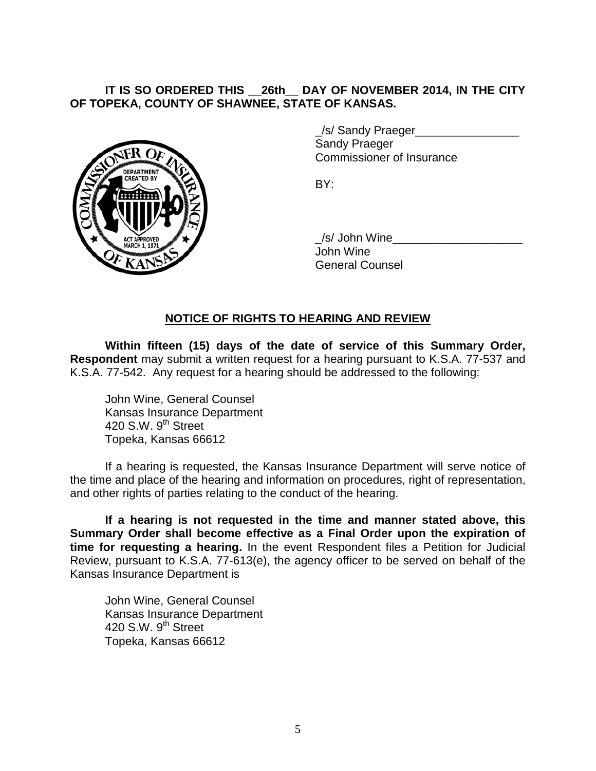**IT IS SO ORDERED THIS __26th__ DAY OF NOVEMBER 2014, IN THE CITY OF TOPEKA, COUNTY OF SHAWNEE, STATE OF KANSAS.**

_/s/ Sandy Praeger________________
Sandy Praeger
Commissioner of Insurance

BY:

_/s/ John Wine____________________
John Wine
General Counsel

## NOTICE OF RIGHTS TO HEARING AND REVIEW

**Within fifteen (15) days of the date of service of this Summary Order, Respondent** may submit a written request for a hearing pursuant to K.S.A. 77-537 and K.S.A. 77-542. Any request for a hearing should be addressed to the following:

John Wine, General Counsel
Kansas Insurance Department
420 S.W. 9th Street
Topeka, Kansas 66612

If a hearing is requested, the Kansas Insurance Department will serve notice of the time and place of the hearing and information on procedures, right of representation, and other rights of parties relating to the conduct of the hearing.

**If a hearing is not requested in the time and manner stated above, this Summary Order shall become effective as a Final Order upon the expiration of time for requesting a hearing.** In the event Respondent files a Petition for Judicial Review, pursuant to K.S.A. 77-613(e), the agency officer to be served on behalf of the Kansas Insurance Department is

John Wine, General Counsel
Kansas Insurance Department
420 S.W. 9th Street
Topeka, Kansas 66612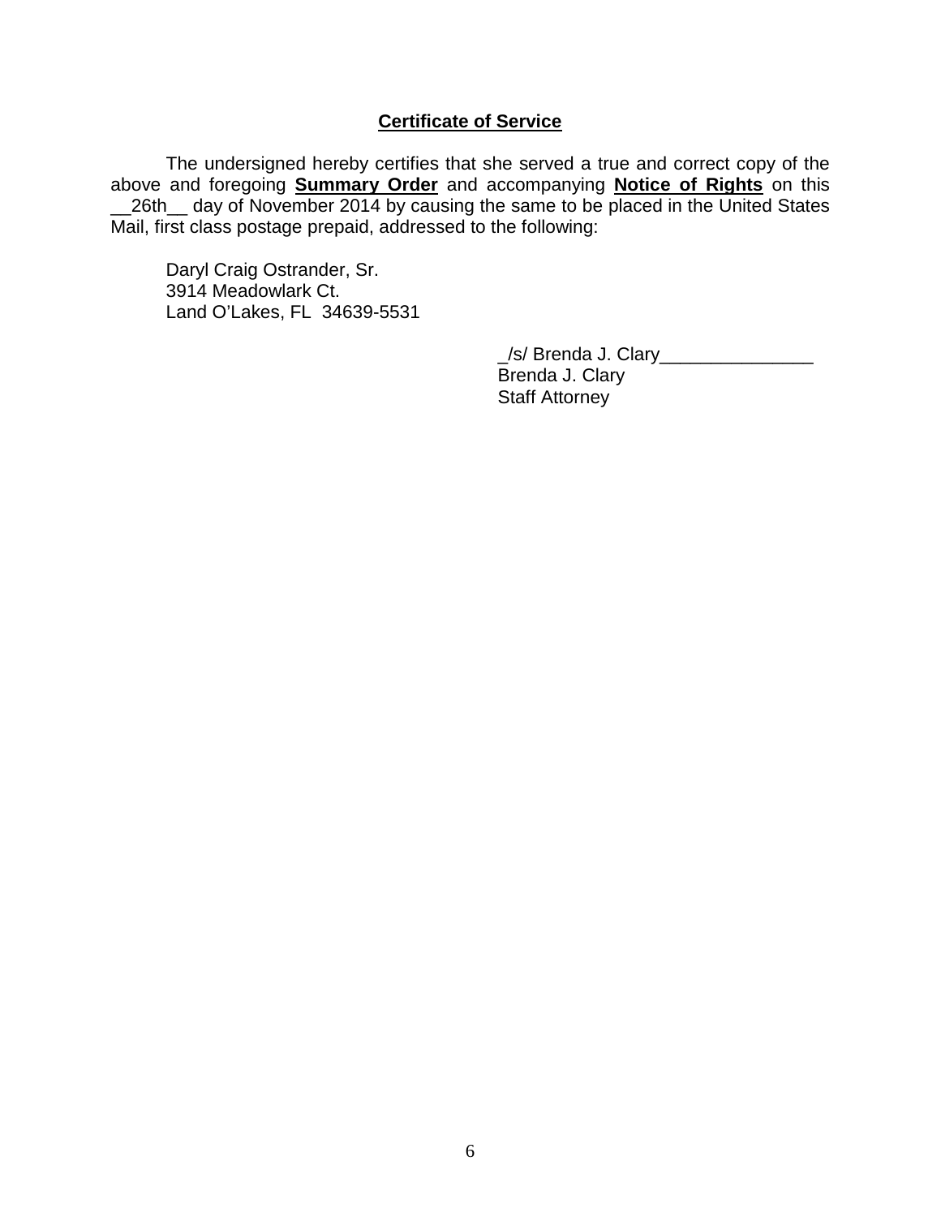## Certificate of Service

The undersigned hereby certifies that she served a true and correct copy of the above and foregoing **Summary Order** and accompanying **Notice of Rights** on this __26th__ day of November 2014 by causing the same to be placed in the United States Mail, first class postage prepaid, addressed to the following:

Daryl Craig Ostrander, Sr.
3914 Meadowlark Ct.
Land O'Lakes, FL 34639-5531

_/s/ Brenda J. Clary_______________
Brenda J. Clary
Staff Attorney